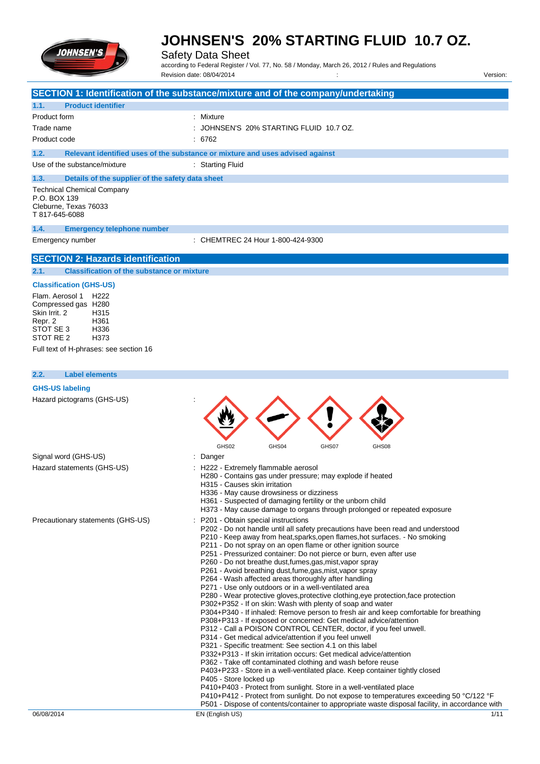# JOHNSEN'S 20% STARTING FLUID 10.7 OZ.

Safety Data Sheet

according to Federal Register / Vol. 77, No. 58 / Monday, March 26, 2012 / Rules and Regulations

Revision date: 08/04/2014 : Version:

## SECTION 1: Identification of the substance/mixture and of the company/undertaking

### 1.1. Product identifier

| | |
|---|---|
| Product form | : Mixture |
| Trade name | : JOHNSEN'S 20% STARTING FLUID 10.7 OZ. |
| Product code | : 6762 |

### 1.2. Relevant identified uses of the substance or mixture and uses advised against

| | |
|---|---|
| Use of the substance/mixture | : Starting Fluid |

### 1.3. Details of the supplier of the safety data sheet

Technical Chemical Company
P.O. BOX 139
Cleburne, Texas 76033
T 817-645-6088

### 1.4. Emergency telephone number

| | |
|---|---|
| Emergency number | : CHEMTREC 24 Hour 1-800-424-9300 |

## SECTION 2: Hazards identification

### 2.1. Classification of the substance or mixture

**Classification (GHS-US)**

| | |
|---|---|
| Flam. Aerosol 1 | H222 |
| Compressed gas | H280 |
| Skin Irrit. 2 | H315 |
| Repr. 2 | H361 |
| STOT SE 3 | H336 |
| STOT RE 2 | H373 |

Full text of H-phrases: see section 16

### 2.2. Label elements

**GHS-US labeling**

Hazard pictograms (GHS-US) :

GHS02 GHS04 GHS07 GHS08

Signal word (GHS-US) : Danger

Hazard statements (GHS-US) :
- H222 - Extremely flammable aerosol
- H280 - Contains gas under pressure; may explode if heated
- H315 - Causes skin irritation
- H336 - May cause drowsiness or dizziness
- H361 - Suspected of damaging fertility or the unborn child
- H373 - May cause damage to organs through prolonged or repeated exposure

Precautionary statements (GHS-US) :
- P201 - Obtain special instructions
- P202 - Do not handle until all safety precautions have been read and understood
- P210 - Keep away from heat,sparks,open flames,hot surfaces. - No smoking
- P211 - Do not spray on an open flame or other ignition source
- P251 - Pressurized container: Do not pierce or burn, even after use
- P260 - Do not breathe dust,fumes,gas,mist,vapor spray
- P261 - Avoid breathing dust,fume,gas,mist,vapor spray
- P264 - Wash affected areas thoroughly after handling
- P271 - Use only outdoors or in a well-ventilated area
- P280 - Wear protective gloves,protective clothing,eye protection,face protection
- P302+P352 - If on skin: Wash with plenty of soap and water
- P304+P340 - If inhaled: Remove person to fresh air and keep comfortable for breathing
- P308+P313 - If exposed or concerned: Get medical advice/attention
- P312 - Call a POISON CONTROL CENTER, doctor, if you feel unwell.
- P314 - Get medical advice/attention if you feel unwell
- P321 - Specific treatment: See section 4.1 on this label
- P332+P313 - If skin irritation occurs: Get medical advice/attention
- P362 - Take off contaminated clothing and wash before reuse
- P403+P233 - Store in a well-ventilated place. Keep container tightly closed
- P405 - Store locked up
- P410+P403 - Protect from sunlight. Store in a well-ventilated place
- P410+P412 - Protect from sunlight. Do not expose to temperatures exceeding 50 °C/122 °F
- P501 - Dispose of contents/container to appropriate waste disposal facility, in accordance with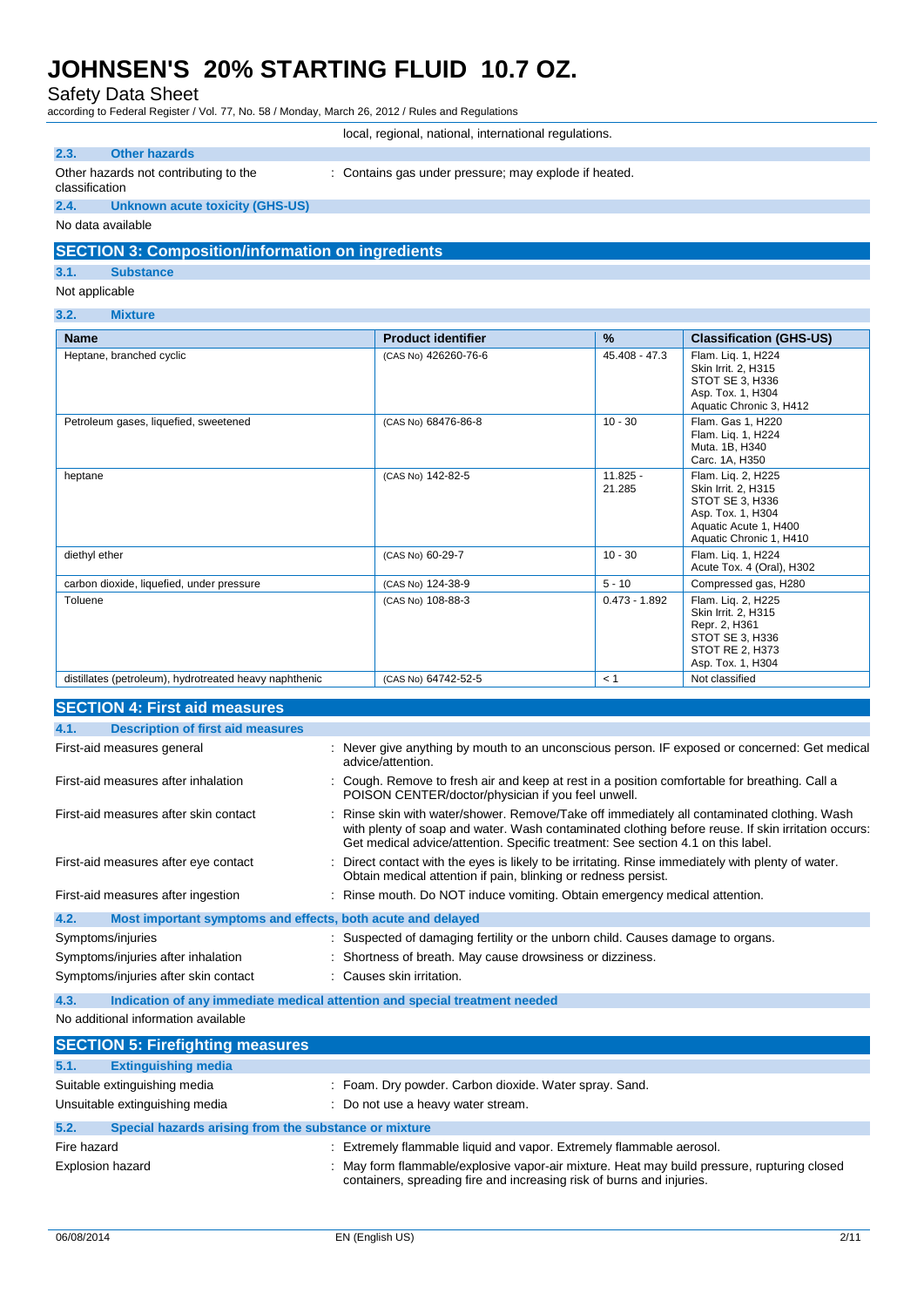local, regional, national, international regulations.

### 2.3. Other hazards

Other hazards not contributing to the classification : Contains gas under pressure; may explode if heated.

### 2.4. Unknown acute toxicity (GHS-US)

No data available

## SECTION 3: Composition/information on ingredients

### 3.1. Substance

Not applicable

### 3.2. Mixture

| Name | Product identifier | % | Classification (GHS-US) |
|---|---|---|---|
| Heptane, branched cyclic | (CAS No) 426260-76-6 | 45.408 - 47.3 | Flam. Liq. 1, H224<br>Skin Irrit. 2, H315<br>STOT SE 3, H336<br>Asp. Tox. 1, H304<br>Aquatic Chronic 3, H412 |
| Petroleum gases, liquefied, sweetened | (CAS No) 68476-86-8 | 10 - 30 | Flam. Gas 1, H220<br>Flam. Liq. 1, H224<br>Muta. 1B, H340<br>Carc. 1A, H350 |
| heptane | (CAS No) 142-82-5 | 11.825 - 21.285 | Flam. Liq. 2, H225<br>Skin Irrit. 2, H315<br>STOT SE 3, H336<br>Asp. Tox. 1, H304<br>Aquatic Acute 1, H400<br>Aquatic Chronic 1, H410 |
| diethyl ether | (CAS No) 60-29-7 | 10 - 30 | Flam. Liq. 1, H224<br>Acute Tox. 4 (Oral), H302 |
| carbon dioxide, liquefied, under pressure | (CAS No) 124-38-9 | 5 - 10 | Compressed gas, H280 |
| Toluene | (CAS No) 108-88-3 | 0.473 - 1.892 | Flam. Liq. 2, H225<br>Skin Irrit. 2, H315<br>Repr. 2, H361<br>STOT SE 3, H336<br>STOT RE 2, H373<br>Asp. Tox. 1, H304 |
| distillates (petroleum), hydrotreated heavy naphthenic | (CAS No) 64742-52-5 | < 1 | Not classified |

## SECTION 4: First aid measures

### 4.1. Description of first aid measures

First-aid measures general : Never give anything by mouth to an unconscious person. IF exposed or concerned: Get medical advice/attention.

First-aid measures after inhalation : Cough. Remove to fresh air and keep at rest in a position comfortable for breathing. Call a POISON CENTER/doctor/physician if you feel unwell.

First-aid measures after skin contact : Rinse skin with water/shower. Remove/Take off immediately all contaminated clothing. Wash with plenty of soap and water. Wash contaminated clothing before reuse. If skin irritation occurs: Get medical advice/attention. Specific treatment: See section 4.1 on this label.

First-aid measures after eye contact : Direct contact with the eyes is likely to be irritating. Rinse immediately with plenty of water. Obtain medical attention if pain, blinking or redness persist.

First-aid measures after ingestion : Rinse mouth. Do NOT induce vomiting. Obtain emergency medical attention.

### 4.2. Most important symptoms and effects, both acute and delayed

Symptoms/injuries : Suspected of damaging fertility or the unborn child. Causes damage to organs.

Symptoms/injuries after inhalation : Shortness of breath. May cause drowsiness or dizziness.

Symptoms/injuries after skin contact : Causes skin irritation.

### 4.3. Indication of any immediate medical attention and special treatment needed

No additional information available

## SECTION 5: Firefighting measures

### 5.1. Extinguishing media

Suitable extinguishing media : Foam. Dry powder. Carbon dioxide. Water spray. Sand.

Unsuitable extinguishing media : Do not use a heavy water stream.

### 5.2. Special hazards arising from the substance or mixture

Fire hazard : Extremely flammable liquid and vapor. Extremely flammable aerosol.

Explosion hazard : May form flammable/explosive vapor-air mixture. Heat may build pressure, rupturing closed containers, spreading fire and increasing risk of burns and injuries.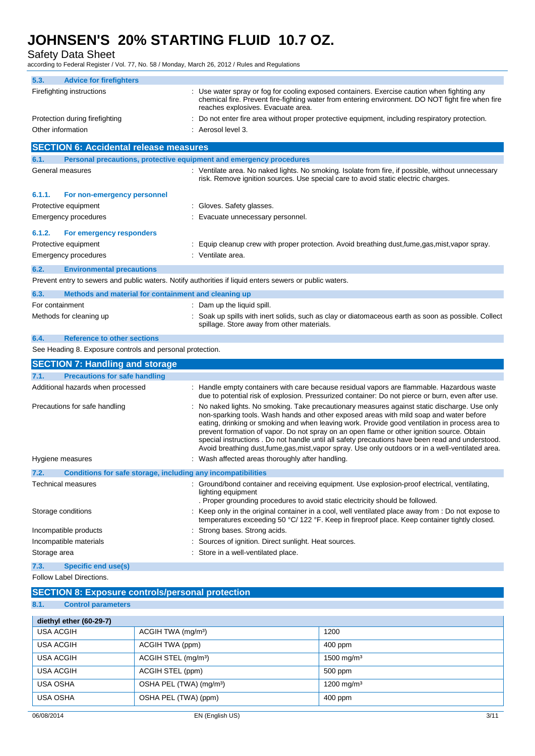### 5.3. Advice for firefighters

Firefighting instructions : Use water spray or fog for cooling exposed containers. Exercise caution when fighting any chemical fire. Prevent fire-fighting water from entering environment. DO NOT fight fire when fire reaches explosives. Evacuate area.

Protection during firefighting : Do not enter fire area without proper protective equipment, including respiratory protection.

Other information : Aerosol level 3.

## SECTION 6: Accidental release measures

### 6.1. Personal precautions, protective equipment and emergency procedures

General measures : Ventilate area. No naked lights. No smoking. Isolate from fire, if possible, without unnecessary risk. Remove ignition sources. Use special care to avoid static electric charges.

#### 6.1.1. For non-emergency personnel

Protective equipment : Gloves. Safety glasses.

Emergency procedures : Evacuate unnecessary personnel.

#### 6.1.2. For emergency responders

Protective equipment : Equip cleanup crew with proper protection. Avoid breathing dust,fume,gas,mist,vapor spray.

Emergency procedures : Ventilate area.

### 6.2. Environmental precautions

Prevent entry to sewers and public waters. Notify authorities if liquid enters sewers or public waters.

### 6.3. Methods and material for containment and cleaning up

For containment : Dam up the liquid spill.

Methods for cleaning up : Soak up spills with inert solids, such as clay or diatomaceous earth as soon as possible. Collect spillage. Store away from other materials.

### 6.4. Reference to other sections

See Heading 8. Exposure controls and personal protection.

## SECTION 7: Handling and storage

### 7.1. Precautions for safe handling

Additional hazards when processed : Handle empty containers with care because residual vapors are flammable. Hazardous waste due to potential risk of explosion. Pressurized container: Do not pierce or burn, even after use.

Precautions for safe handling : No naked lights. No smoking. Take precautionary measures against static discharge. Use only non-sparking tools. Wash hands and other exposed areas with mild soap and water before eating, drinking or smoking and when leaving work. Provide good ventilation in process area to prevent formation of vapor. Do not spray on an open flame or other ignition source. Obtain special instructions . Do not handle until all safety precautions have been read and understood. Avoid breathing dust,fume,gas,mist,vapor spray. Use only outdoors or in a well-ventilated area.

Hygiene measures : Wash affected areas thoroughly after handling.

### 7.2. Conditions for safe storage, including any incompatibilities

Technical measures : Ground/bond container and receiving equipment. Use explosion-proof electrical, ventilating, lighting equipment
. Proper grounding procedures to avoid static electricity should be followed.

Storage conditions : Keep only in the original container in a cool, well ventilated place away from : Do not expose to temperatures exceeding 50 °C/ 122 °F. Keep in fireproof place. Keep container tightly closed.

Incompatible products : Strong bases. Strong acids.

Incompatible materials : Sources of ignition. Direct sunlight. Heat sources.

Storage area : Store in a well-ventilated place.

### 7.3. Specific end use(s)

Follow Label Directions.

## SECTION 8: Exposure controls/personal protection

### 8.1. Control parameters

| diethyl ether (60-29-7) | | |
|---|---|---|
| USA ACGIH | ACGIH TWA (mg/m³) | 1200 |
| USA ACGIH | ACGIH TWA (ppm) | 400 ppm |
| USA ACGIH | ACGIH STEL (mg/m³) | 1500 mg/m³ |
| USA ACGIH | ACGIH STEL (ppm) | 500 ppm |
| USA OSHA | OSHA PEL (TWA) (mg/m³) | 1200 mg/m³ |
| USA OSHA | OSHA PEL (TWA) (ppm) | 400 ppm |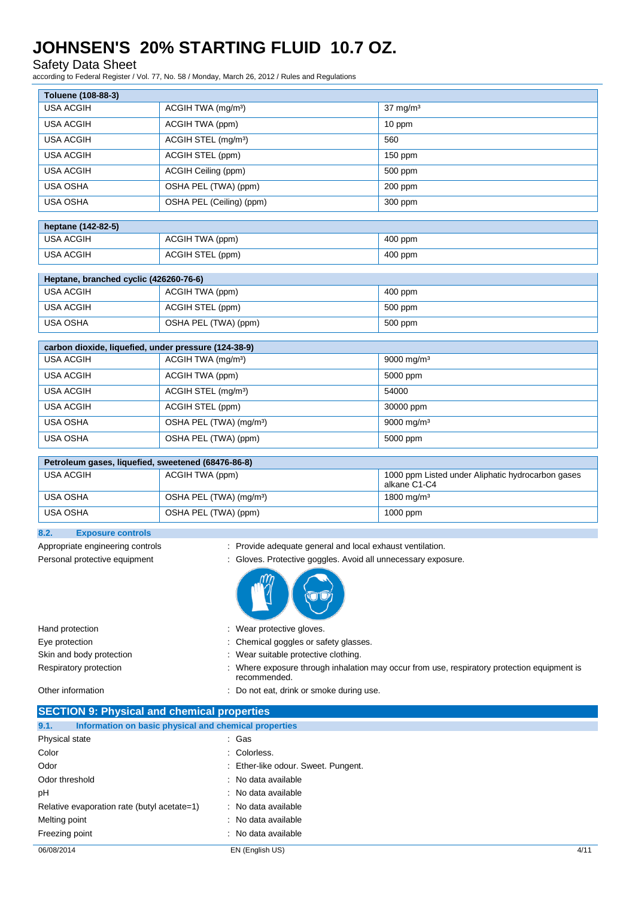# JOHNSEN'S 20% STARTING FLUID 10.7 OZ.

Safety Data Sheet

according to Federal Register / Vol. 77, No. 58 / Monday, March 26, 2012 / Rules and Regulations

| Toluene (108-88-3) | | |
|---|---|---|
| USA ACGIH | ACGIH TWA (mg/m³) | 37 mg/m³ |
| USA ACGIH | ACGIH TWA (ppm) | 10 ppm |
| USA ACGIH | ACGIH STEL (mg/m³) | 560 |
| USA ACGIH | ACGIH STEL (ppm) | 150 ppm |
| USA ACGIH | ACGIH Ceiling (ppm) | 500 ppm |
| USA OSHA | OSHA PEL (TWA) (ppm) | 200 ppm |
| USA OSHA | OSHA PEL (Ceiling) (ppm) | 300 ppm |

| heptane (142-82-5) | | |
|---|---|---|
| USA ACGIH | ACGIH TWA (ppm) | 400 ppm |
| USA ACGIH | ACGIH STEL (ppm) | 400 ppm |

| Heptane, branched cyclic (426260-76-6) | | |
|---|---|---|
| USA ACGIH | ACGIH TWA (ppm) | 400 ppm |
| USA ACGIH | ACGIH STEL (ppm) | 500 ppm |
| USA OSHA | OSHA PEL (TWA) (ppm) | 500 ppm |

| carbon dioxide, liquefied, under pressure (124-38-9) | | |
|---|---|---|
| USA ACGIH | ACGIH TWA (mg/m³) | 9000 mg/m³ |
| USA ACGIH | ACGIH TWA (ppm) | 5000 ppm |
| USA ACGIH | ACGIH STEL (mg/m³) | 54000 |
| USA ACGIH | ACGIH STEL (ppm) | 30000 ppm |
| USA OSHA | OSHA PEL (TWA) (mg/m³) | 9000 mg/m³ |
| USA OSHA | OSHA PEL (TWA) (ppm) | 5000 ppm |

| Petroleum gases, liquefied, sweetened (68476-86-8) | | |
|---|---|---|
| USA ACGIH | ACGIH TWA (ppm) | 1000 ppm Listed under Aliphatic hydrocarbon gases alkane C1-C4 |
| USA OSHA | OSHA PEL (TWA) (mg/m³) | 1800 mg/m³ |
| USA OSHA | OSHA PEL (TWA) (ppm) | 1000 ppm |

### 8.2. Exposure controls

Appropriate engineering controls : Provide adequate general and local exhaust ventilation.

Personal protective equipment : Gloves. Protective goggles. Avoid all unnecessary exposure.

Hand protection : Wear protective gloves.

Eye protection : Chemical goggles or safety glasses.

Skin and body protection : Wear suitable protective clothing.

Respiratory protection : Where exposure through inhalation may occur from use, respiratory protection equipment is recommended.

Other information : Do not eat, drink or smoke during use.

## SECTION 9: Physical and chemical properties

### 9.1. Information on basic physical and chemical properties

Physical state : Gas

Color : Colorless.

Odor : Ether-like odour. Sweet. Pungent.

Odor threshold : No data available

pH : No data available

Relative evaporation rate (butyl acetate=1) : No data available

Melting point : No data available

Freezing point : No data available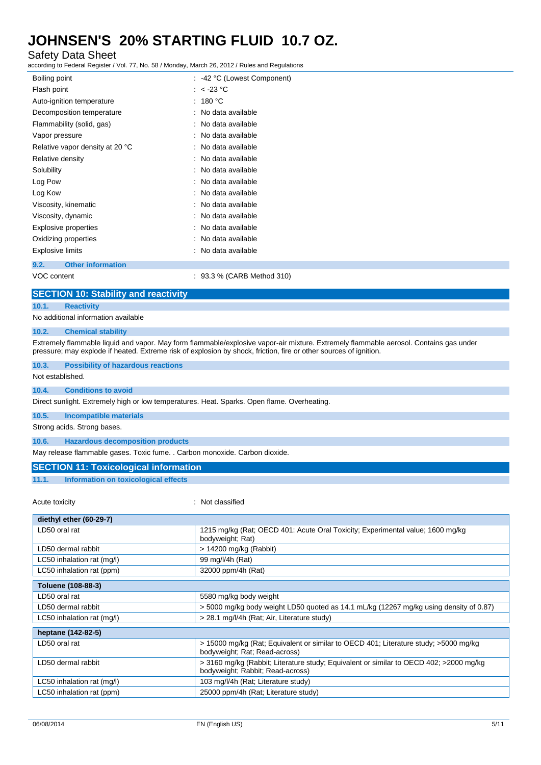| | |
|---|---|
| Boiling point | : -42 °C (Lowest Component) |
| Flash point | : < -23 °C |
| Auto-ignition temperature | : 180 °C |
| Decomposition temperature | : No data available |
| Flammability (solid, gas) | : No data available |
| Vapor pressure | : No data available |
| Relative vapor density at 20 °C | : No data available |
| Relative density | : No data available |
| Solubility | : No data available |
| Log Pow | : No data available |
| Log Kow | : No data available |
| Viscosity, kinematic | : No data available |
| Viscosity, dynamic | : No data available |
| Explosive properties | : No data available |
| Oxidizing properties | : No data available |
| Explosive limits | : No data available |

### 9.2. Other information

VOC content : 93.3 % (CARB Method 310)

## SECTION 10: Stability and reactivity

### 10.1. Reactivity

No additional information available

### 10.2. Chemical stability

Extremely flammable liquid and vapor. May form flammable/explosive vapor-air mixture. Extremely flammable aerosol. Contains gas under pressure; may explode if heated. Extreme risk of explosion by shock, friction, fire or other sources of ignition.

### 10.3. Possibility of hazardous reactions

Not established.

### 10.4. Conditions to avoid

Direct sunlight. Extremely high or low temperatures. Heat. Sparks. Open flame. Overheating.

### 10.5. Incompatible materials

Strong acids. Strong bases.

### 10.6. Hazardous decomposition products

May release flammable gases. Toxic fume. . Carbon monoxide. Carbon dioxide.

## SECTION 11: Toxicological information

### 11.1. Information on toxicological effects

Acute toxicity : Not classified

| diethyl ether (60-29-7) | |
|---|---|
| LD50 oral rat | 1215 mg/kg (Rat; OECD 401: Acute Oral Toxicity; Experimental value; 1600 mg/kg bodyweight; Rat) |
| LD50 dermal rabbit | > 14200 mg/kg (Rabbit) |
| LC50 inhalation rat (mg/l) | 99 mg/l/4h (Rat) |
| LC50 inhalation rat (ppm) | 32000 ppm/4h (Rat) |

| Toluene (108-88-3) | |
|---|---|
| LD50 oral rat | 5580 mg/kg body weight |
| LD50 dermal rabbit | > 5000 mg/kg body weight LD50 quoted as 14.1 mL/kg (12267 mg/kg using density of 0.87) |
| LC50 inhalation rat (mg/l) | > 28.1 mg/l/4h (Rat; Air, Literature study) |

| heptane (142-82-5) | |
|---|---|
| LD50 oral rat | > 15000 mg/kg (Rat; Equivalent or similar to OECD 401; Literature study; >5000 mg/kg bodyweight; Rat; Read-across) |
| LD50 dermal rabbit | > 3160 mg/kg (Rabbit; Literature study; Equivalent or similar to OECD 402; >2000 mg/kg bodyweight; Rabbit; Read-across) |
| LC50 inhalation rat (mg/l) | 103 mg/l/4h (Rat; Literature study) |
| LC50 inhalation rat (ppm) | 25000 ppm/4h (Rat; Literature study) |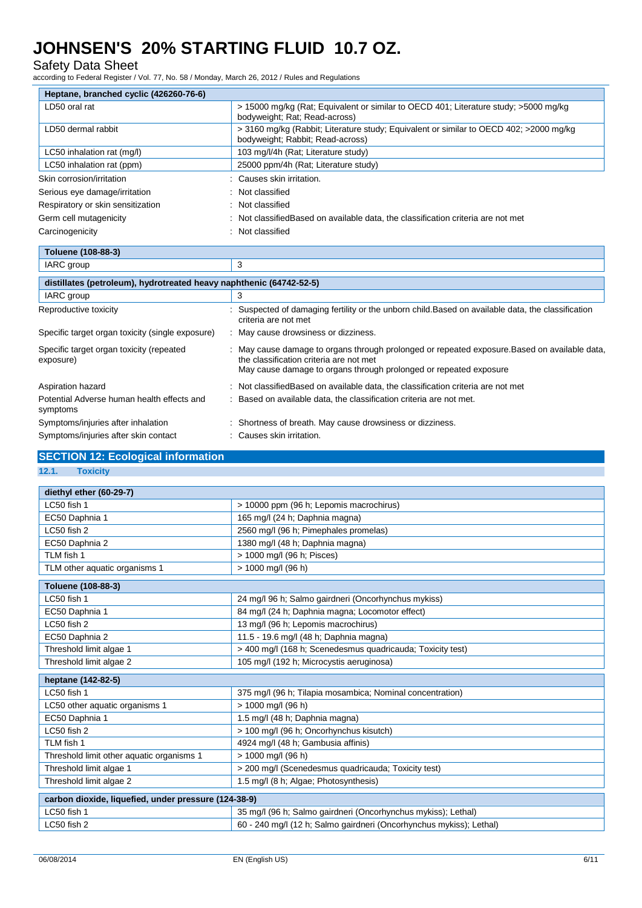| Heptane, branched cyclic (426260-76-6) | |
|---|---|
| LD50 oral rat | > 15000 mg/kg (Rat; Equivalent or similar to OECD 401; Literature study; >5000 mg/kg bodyweight; Rat; Read-across) |
| LD50 dermal rabbit | > 3160 mg/kg (Rabbit; Literature study; Equivalent or similar to OECD 402; >2000 mg/kg bodyweight; Rabbit; Read-across) |
| LC50 inhalation rat (mg/l) | 103 mg/l/4h (Rat; Literature study) |
| LC50 inhalation rat (ppm) | 25000 ppm/4h (Rat; Literature study) |

Skin corrosion/irritation : Causes skin irritation.

Serious eye damage/irritation : Not classified

Respiratory or skin sensitization : Not classified

Germ cell mutagenicity : Not classifiedBased on available data, the classification criteria are not met

Carcinogenicity : Not classified

| Toluene (108-88-3) | |
|---|---|
| IARC group | 3 |

| distillates (petroleum), hydrotreated heavy naphthenic (64742-52-5) | |
|---|---|
| IARC group | 3 |

Reproductive toxicity : Suspected of damaging fertility or the unborn child.Based on available data, the classification criteria are not met

Specific target organ toxicity (single exposure) : May cause drowsiness or dizziness.

Specific target organ toxicity (repeated exposure) : May cause damage to organs through prolonged or repeated exposure.Based on available data, the classification criteria are not met
May cause damage to organs through prolonged or repeated exposure

Aspiration hazard : Not classifiedBased on available data, the classification criteria are not met

Potential Adverse human health effects and symptoms : Based on available data, the classification criteria are not met.

Symptoms/injuries after inhalation : Shortness of breath. May cause drowsiness or dizziness.

Symptoms/injuries after skin contact : Causes skin irritation.

## SECTION 12: Ecological information

### 12.1. Toxicity

| diethyl ether (60-29-7) | |
|---|---|
| LC50 fish 1 | > 10000 ppm (96 h; Lepomis macrochirus) |
| EC50 Daphnia 1 | 165 mg/l (24 h; Daphnia magna) |
| LC50 fish 2 | 2560 mg/l (96 h; Pimephales promelas) |
| EC50 Daphnia 2 | 1380 mg/l (48 h; Daphnia magna) |
| TLM fish 1 | > 1000 mg/l (96 h; Pisces) |
| TLM other aquatic organisms 1 | > 1000 mg/l (96 h) |

| Toluene (108-88-3) | |
|---|---|
| LC50 fish 1 | 24 mg/l 96 h; Salmo gairdneri (Oncorhynchus mykiss) |
| EC50 Daphnia 1 | 84 mg/l (24 h; Daphnia magna; Locomotor effect) |
| LC50 fish 2 | 13 mg/l (96 h; Lepomis macrochirus) |
| EC50 Daphnia 2 | 11.5 - 19.6 mg/l (48 h; Daphnia magna) |
| Threshold limit algae 1 | > 400 mg/l (168 h; Scenedesmus quadricauda; Toxicity test) |
| Threshold limit algae 2 | 105 mg/l (192 h; Microcystis aeruginosa) |

| heptane (142-82-5) | |
|---|---|
| LC50 fish 1 | 375 mg/l (96 h; Tilapia mosambica; Nominal concentration) |
| LC50 other aquatic organisms 1 | > 1000 mg/l (96 h) |
| EC50 Daphnia 1 | 1.5 mg/l (48 h; Daphnia magna) |
| LC50 fish 2 | > 100 mg/l (96 h; Oncorhynchus kisutch) |
| TLM fish 1 | 4924 mg/l (48 h; Gambusia affinis) |
| Threshold limit other aquatic organisms 1 | > 1000 mg/l (96 h) |
| Threshold limit algae 1 | > 200 mg/l (Scenedesmus quadricauda; Toxicity test) |
| Threshold limit algae 2 | 1.5 mg/l (8 h; Algae; Photosynthesis) |

| carbon dioxide, liquefied, under pressure (124-38-9) | |
|---|---|
| LC50 fish 1 | 35 mg/l (96 h; Salmo gairdneri (Oncorhynchus mykiss); Lethal) |
| LC50 fish 2 | 60 - 240 mg/l (12 h; Salmo gairdneri (Oncorhynchus mykiss); Lethal) |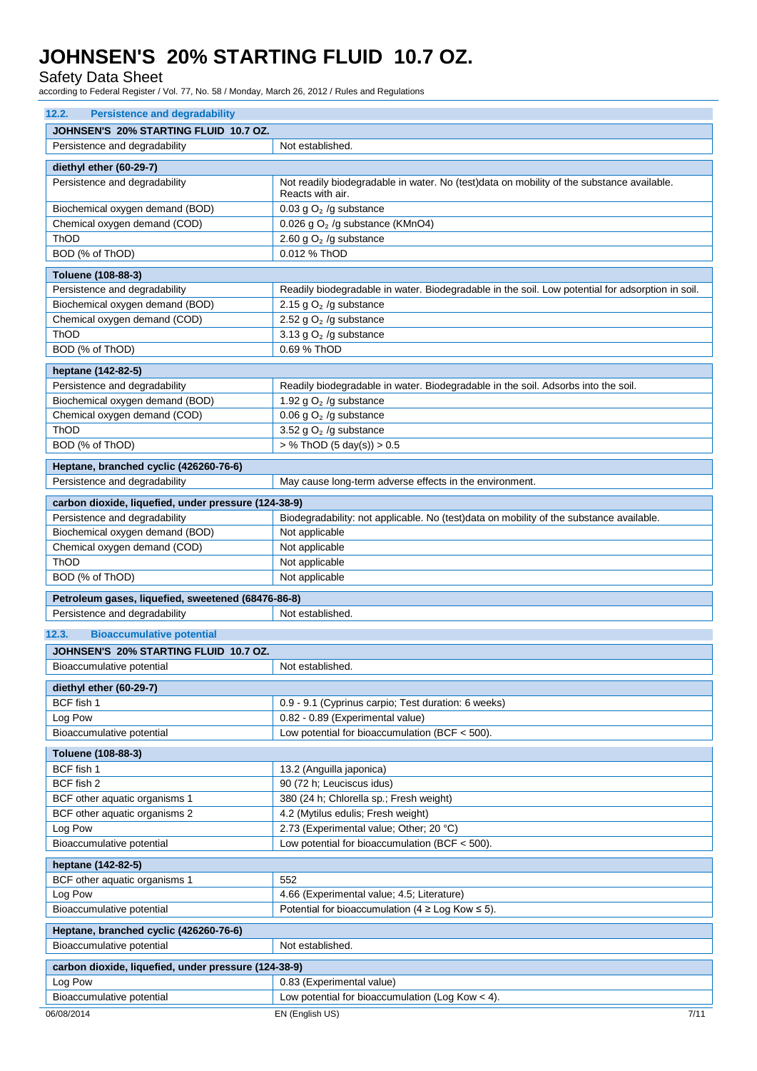### 12.2. Persistence and degradability

| JOHNSEN'S 20% STARTING FLUID 10.7 OZ. | |
|---|---|
| Persistence and degradability | Not established. |

| diethyl ether (60-29-7) | |
|---|---|
| Persistence and degradability | Not readily biodegradable in water. No (test)data on mobility of the substance available. Reacts with air. |
| Biochemical oxygen demand (BOD) | 0.03 g $O_2$ /g substance |
| Chemical oxygen demand (COD) | 0.026 g $O_2$ /g substance (KMnO4) |
| ThOD | 2.60 g $O_2$ /g substance |
| BOD (% of ThOD) | 0.012 % ThOD |

| Toluene (108-88-3) | |
|---|---|
| Persistence and degradability | Readily biodegradable in water. Biodegradable in the soil. Low potential for adsorption in soil. |
| Biochemical oxygen demand (BOD) | 2.15 g $O_2$ /g substance |
| Chemical oxygen demand (COD) | 2.52 g $O_2$ /g substance |
| ThOD | 3.13 g $O_2$ /g substance |
| BOD (% of ThOD) | 0.69 % ThOD |

| heptane (142-82-5) | |
|---|---|
| Persistence and degradability | Readily biodegradable in water. Biodegradable in the soil. Adsorbs into the soil. |
| Biochemical oxygen demand (BOD) | 1.92 g $O_2$ /g substance |
| Chemical oxygen demand (COD) | 0.06 g $O_2$ /g substance |
| ThOD | 3.52 g $O_2$ /g substance |
| BOD (% of ThOD) | > % ThOD (5 day(s)) > 0.5 |

| Heptane, branched cyclic (426260-76-6) | |
|---|---|
| Persistence and degradability | May cause long-term adverse effects in the environment. |

| carbon dioxide, liquefied, under pressure (124-38-9) | |
|---|---|
| Persistence and degradability | Biodegradability: not applicable. No (test)data on mobility of the substance available. |
| Biochemical oxygen demand (BOD) | Not applicable |
| Chemical oxygen demand (COD) | Not applicable |
| ThOD | Not applicable |
| BOD (% of ThOD) | Not applicable |

| Petroleum gases, liquefied, sweetened (68476-86-8) | |
|---|---|
| Persistence and degradability | Not established. |

### 12.3. Bioaccumulative potential

| JOHNSEN'S 20% STARTING FLUID 10.7 OZ. | |
|---|---|
| Bioaccumulative potential | Not established. |

| diethyl ether (60-29-7) | |
|---|---|
| BCF fish 1 | 0.9 - 9.1 (Cyprinus carpio; Test duration: 6 weeks) |
| Log Pow | 0.82 - 0.89 (Experimental value) |
| Bioaccumulative potential | Low potential for bioaccumulation (BCF < 500). |

| Toluene (108-88-3) | |
|---|---|
| BCF fish 1 | 13.2 (Anguilla japonica) |
| BCF fish 2 | 90 (72 h; Leuciscus idus) |
| BCF other aquatic organisms 1 | 380 (24 h; Chlorella sp.; Fresh weight) |
| BCF other aquatic organisms 2 | 4.2 (Mytilus edulis; Fresh weight) |
| Log Pow | 2.73 (Experimental value; Other; 20 °C) |
| Bioaccumulative potential | Low potential for bioaccumulation (BCF < 500). |

| heptane (142-82-5) | |
|---|---|
| BCF other aquatic organisms 1 | 552 |
| Log Pow | 4.66 (Experimental value; 4.5; Literature) |
| Bioaccumulative potential | Potential for bioaccumulation (4 ≥ Log Kow ≤ 5). |

| Heptane, branched cyclic (426260-76-6) | |
|---|---|
| Bioaccumulative potential | Not established. |

| carbon dioxide, liquefied, under pressure (124-38-9) | |
|---|---|
| Log Pow | 0.83 (Experimental value) |
| Bioaccumulative potential | Low potential for bioaccumulation (Log Kow < 4). |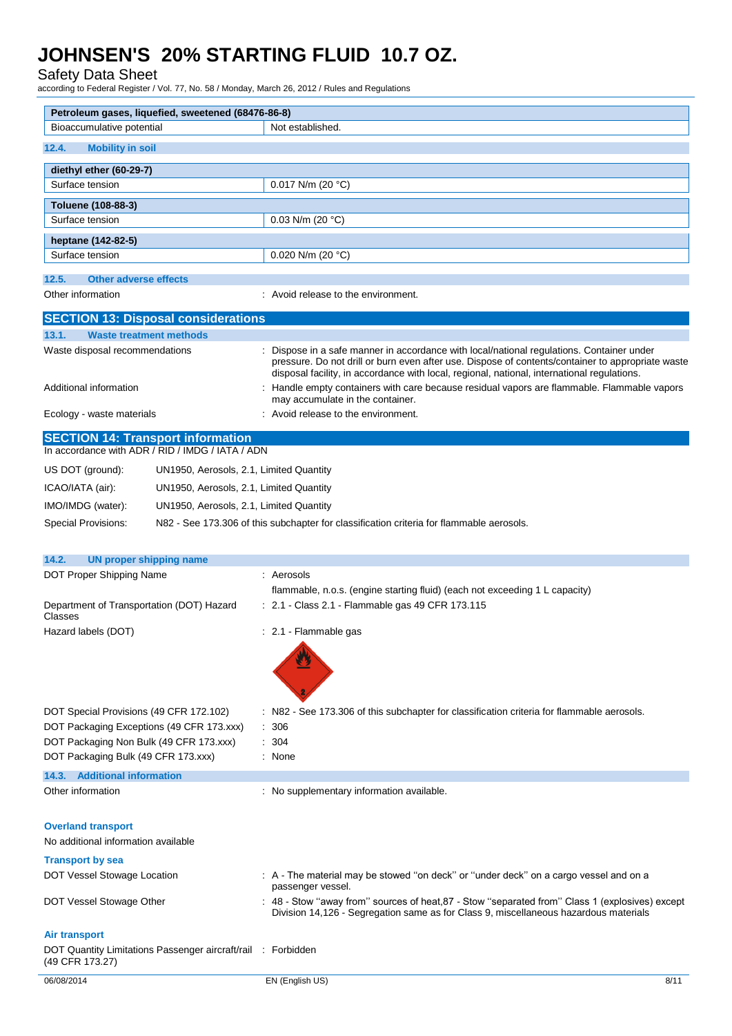| Petroleum gases, liquefied, sweetened (68476-86-8) | |
|---|---|
| Bioaccumulative potential | Not established. |

### 12.4. Mobility in soil

| diethyl ether (60-29-7) | |
|---|---|
| Surface tension | 0.017 N/m (20 °C) |

| Toluene (108-88-3) | |
|---|---|
| Surface tension | 0.03 N/m (20 °C) |

| heptane (142-82-5) | |
|---|---|
| Surface tension | 0.020 N/m (20 °C) |

### 12.5. Other adverse effects

Other information : Avoid release to the environment.

## SECTION 13: Disposal considerations

### 13.1. Waste treatment methods

Waste disposal recommendations : Dispose in a safe manner in accordance with local/national regulations. Container under pressure. Do not drill or burn even after use. Dispose of contents/container to appropriate waste disposal facility, in accordance with local, regional, national, international regulations.

Additional information : Handle empty containers with care because residual vapors are flammable. Flammable vapors may accumulate in the container.

Ecology - waste materials : Avoid release to the environment.

## SECTION 14: Transport information

In accordance with ADR / RID / IMDG / IATA / ADN

US DOT (ground): UN1950, Aerosols, 2.1, Limited Quantity

ICAO/IATA (air): UN1950, Aerosols, 2.1, Limited Quantity

IMO/IMDG (water): UN1950, Aerosols, 2.1, Limited Quantity

Special Provisions: N82 - See 173.306 of this subchapter for classification criteria for flammable aerosols.

### 14.2. UN proper shipping name

DOT Proper Shipping Name : Aerosols
flammable, n.o.s. (engine starting fluid) (each not exceeding 1 L capacity)

Department of Transportation (DOT) Hazard Classes : 2.1 - Class 2.1 - Flammable gas 49 CFR 173.115

Hazard labels (DOT) : 2.1 - Flammable gas

DOT Special Provisions (49 CFR 172.102) : N82 - See 173.306 of this subchapter for classification criteria for flammable aerosols.

DOT Packaging Exceptions (49 CFR 173.xxx) : 306

DOT Packaging Non Bulk (49 CFR 173.xxx) : 304

DOT Packaging Bulk (49 CFR 173.xxx) : None

### 14.3. Additional information

Other information : No supplementary information available.

**Overland transport**

No additional information available

**Transport by sea**

DOT Vessel Stowage Location : A - The material may be stowed "on deck" or "under deck" on a cargo vessel and on a passenger vessel.

DOT Vessel Stowage Other : 48 - Stow "away from" sources of heat,87 - Stow "separated from" Class 1 (explosives) except Division 14,126 - Segregation same as for Class 9, miscellaneous hazardous materials

**Air transport**

DOT Quantity Limitations Passenger aircraft/rail (49 CFR 173.27) : Forbidden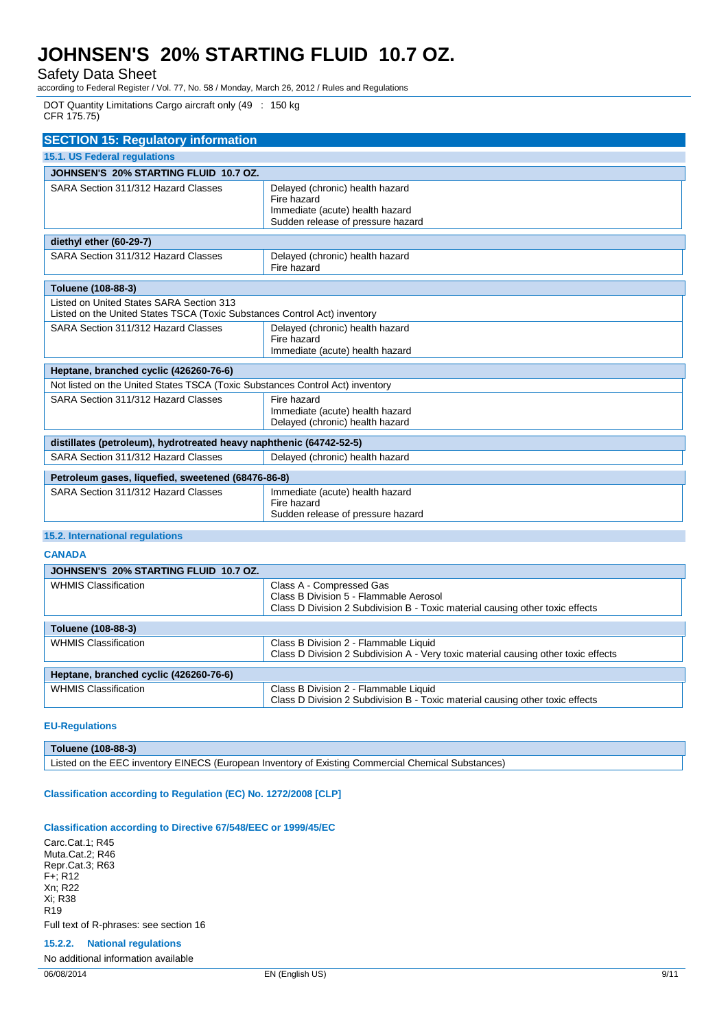| DOT Quantity Limitations Cargo aircraft only (49 CFR 175.75) | : 150 kg |
|---|---|

## SECTION 15: Regulatory information

### 15.1. US Federal regulations

| JOHNSEN'S 20% STARTING FLUID 10.7 OZ. | |
|---|---|
| SARA Section 311/312 Hazard Classes | Delayed (chronic) health hazard<br>Fire hazard<br>Immediate (acute) health hazard<br>Sudden release of pressure hazard |

| diethyl ether (60-29-7) | |
|---|---|
| SARA Section 311/312 Hazard Classes | Delayed (chronic) health hazard<br>Fire hazard |

| Toluene (108-88-3) | |
|---|---|
| Listed on United States SARA Section 313<br>Listed on the United States TSCA (Toxic Substances Control Act) inventory | |
| SARA Section 311/312 Hazard Classes | Delayed (chronic) health hazard<br>Fire hazard<br>Immediate (acute) health hazard |

| Heptane, branched cyclic (426260-76-6) | |
|---|---|
| Not listed on the United States TSCA (Toxic Substances Control Act) inventory | |
| SARA Section 311/312 Hazard Classes | Fire hazard<br>Immediate (acute) health hazard<br>Delayed (chronic) health hazard |

| distillates (petroleum), hydrotreated heavy naphthenic (64742-52-5) | |
|---|---|
| SARA Section 311/312 Hazard Classes | Delayed (chronic) health hazard |

| Petroleum gases, liquefied, sweetened (68476-86-8) | |
|---|---|
| SARA Section 311/312 Hazard Classes | Immediate (acute) health hazard<br>Fire hazard<br>Sudden release of pressure hazard |

### 15.2. International regulations

**CANADA**

| JOHNSEN'S 20% STARTING FLUID 10.7 OZ. | |
|---|---|
| WHMIS Classification | Class A - Compressed Gas<br>Class B Division 5 - Flammable Aerosol<br>Class D Division 2 Subdivision B - Toxic material causing other toxic effects |

| Toluene (108-88-3) | |
|---|---|
| WHMIS Classification | Class B Division 2 - Flammable Liquid<br>Class D Division 2 Subdivision A - Very toxic material causing other toxic effects |

| Heptane, branched cyclic (426260-76-6) | |
|---|---|
| WHMIS Classification | Class B Division 2 - Flammable Liquid<br>Class D Division 2 Subdivision B - Toxic material causing other toxic effects |

**EU-Regulations**

| Toluene (108-88-3) |
|---|
| Listed on the EEC inventory EINECS (European Inventory of Existing Commercial Chemical Substances) |

**Classification according to Regulation (EC) No. 1272/2008 [CLP]**

**Classification according to Directive 67/548/EEC or 1999/45/EC**

Carc.Cat.1; R45
Muta.Cat.2; R46
Repr.Cat.3; R63
F+; R12
Xn; R22
Xi; R38
R19

Full text of R-phrases: see section 16

#### 15.2.2. National regulations

No additional information available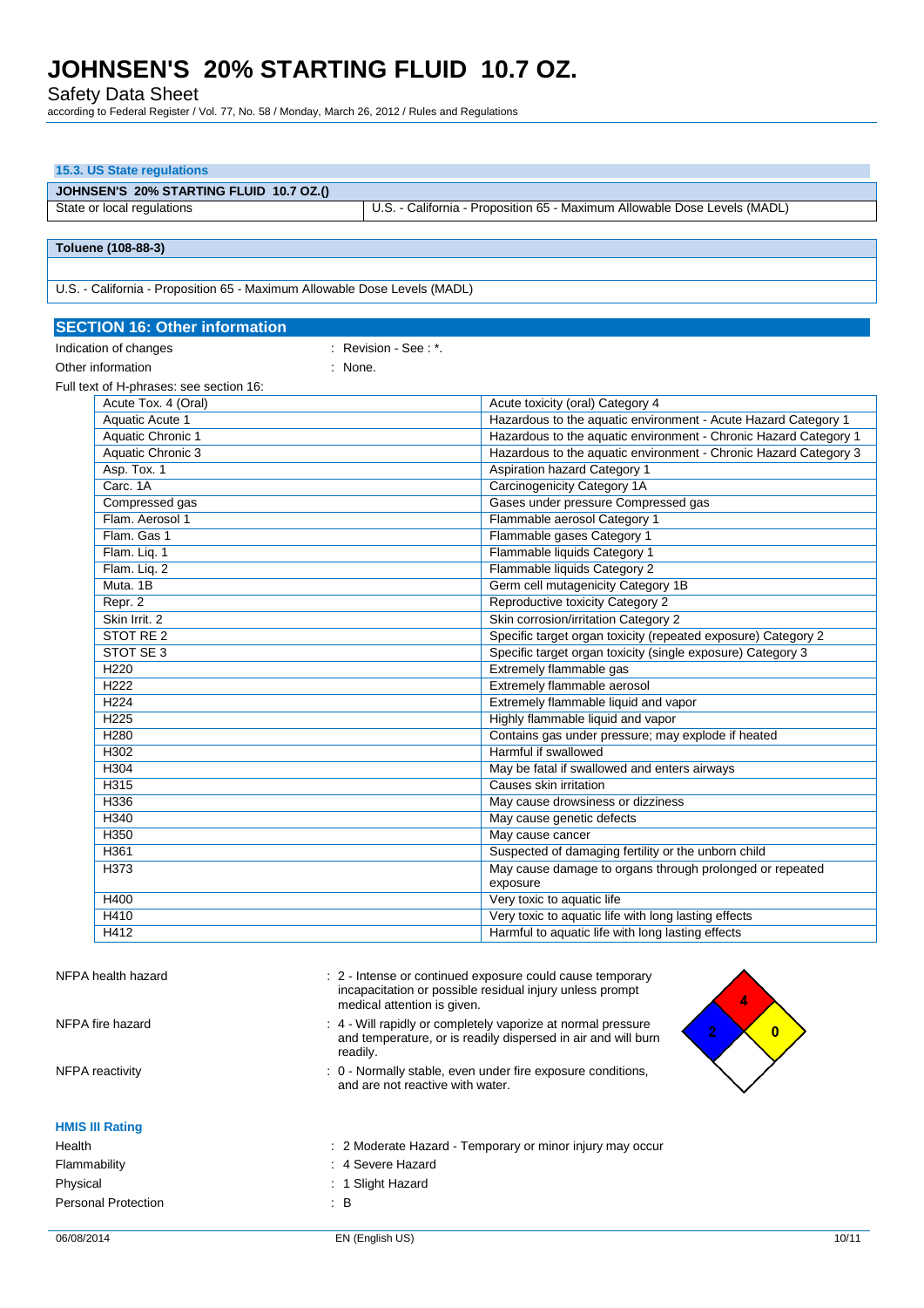### 15.3. US State regulations

| JOHNSEN'S 20% STARTING FLUID 10.7 OZ.() | |
|---|---|
| State or local regulations | U.S. - California - Proposition 65 - Maximum Allowable Dose Levels (MADL) |

| Toluene (108-88-3) |
|---|
| |
| U.S. - California - Proposition 65 - Maximum Allowable Dose Levels (MADL) |

## SECTION 16: Other information

Indication of changes : Revision - See : *.

Other information : None.

Full text of H-phrases: see section 16:

| | |
|---|---|
| Acute Tox. 4 (Oral) | Acute toxicity (oral) Category 4 |
| Aquatic Acute 1 | Hazardous to the aquatic environment - Acute Hazard Category 1 |
| Aquatic Chronic 1 | Hazardous to the aquatic environment - Chronic Hazard Category 1 |
| Aquatic Chronic 3 | Hazardous to the aquatic environment - Chronic Hazard Category 3 |
| Asp. Tox. 1 | Aspiration hazard Category 1 |
| Carc. 1A | Carcinogenicity Category 1A |
| Compressed gas | Gases under pressure Compressed gas |
| Flam. Aerosol 1 | Flammable aerosol Category 1 |
| Flam. Gas 1 | Flammable gases Category 1 |
| Flam. Liq. 1 | Flammable liquids Category 1 |
| Flam. Liq. 2 | Flammable liquids Category 2 |
| Muta. 1B | Germ cell mutagenicity Category 1B |
| Repr. 2 | Reproductive toxicity Category 2 |
| Skin Irrit. 2 | Skin corrosion/irritation Category 2 |
| STOT RE 2 | Specific target organ toxicity (repeated exposure) Category 2 |
| STOT SE 3 | Specific target organ toxicity (single exposure) Category 3 |
| H220 | Extremely flammable gas |
| H222 | Extremely flammable aerosol |
| H224 | Extremely flammable liquid and vapor |
| H225 | Highly flammable liquid and vapor |
| H280 | Contains gas under pressure; may explode if heated |
| H302 | Harmful if swallowed |
| H304 | May be fatal if swallowed and enters airways |
| H315 | Causes skin irritation |
| H336 | May cause drowsiness or dizziness |
| H340 | May cause genetic defects |
| H350 | May cause cancer |
| H361 | Suspected of damaging fertility or the unborn child |
| H373 | May cause damage to organs through prolonged or repeated exposure |
| H400 | Very toxic to aquatic life |
| H410 | Very toxic to aquatic life with long lasting effects |
| H412 | Harmful to aquatic life with long lasting effects |

NFPA health hazard : 2 - Intense or continued exposure could cause temporary incapacitation or possible residual injury unless prompt medical attention is given.

NFPA fire hazard : 4 - Will rapidly or completely vaporize at normal pressure and temperature, or is readily dispersed in air and will burn readily.

NFPA reactivity : 0 - Normally stable, even under fire exposure conditions, and are not reactive with water.

4
2 0

### HMIS III Rating

Health : 2 Moderate Hazard - Temporary or minor injury may occur

Flammability : 4 Severe Hazard

Physical : 1 Slight Hazard

Personal Protection : B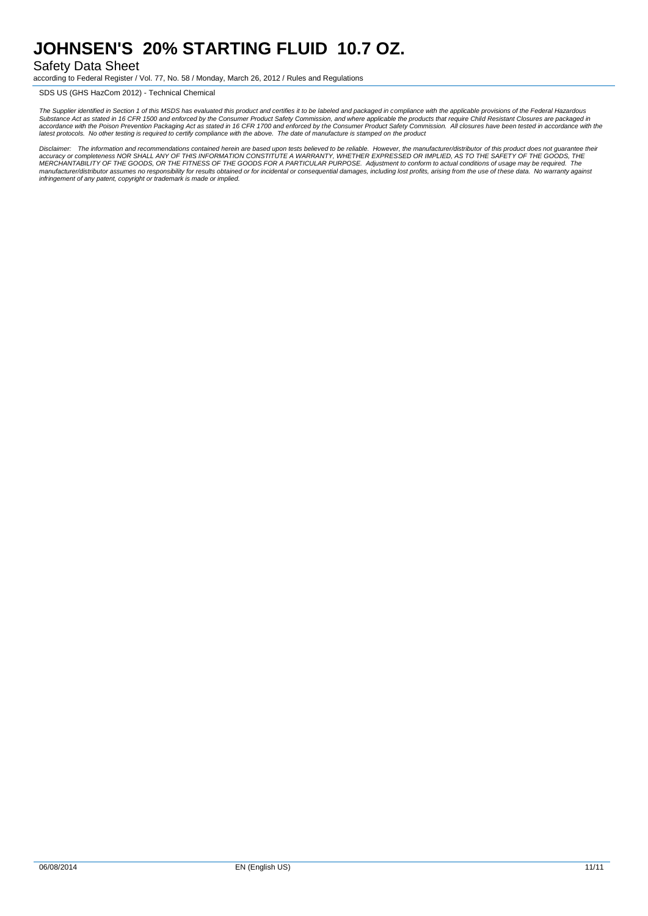*The Supplier identified in Section 1 of this MSDS has evaluated this product and certifies it to be labeled and packaged in compliance with the applicable provisions of the Federal Hazardous Substance Act as stated in 16 CFR 1500 and enforced by the Consumer Product Safety Commission, and where applicable the products that require Child Resistant Closures are packaged in accordance with the Poison Prevention Packaging Act as stated in 16 CFR 1700 and enforced by the Consumer Product Safety Commission. All closures have been tested in accordance with the latest protocols. No other testing is required to certify compliance with the above. The date of manufacture is stamped on the product*

*Disclaimer: The information and recommendations contained herein are based upon tests believed to be reliable. However, the manufacturer/distributor of this product does not guarantee their accuracy or completeness NOR SHALL ANY OF THIS INFORMATION CONSTITUTE A WARRANTY, WHETHER EXPRESSED OR IMPLIED, AS TO THE SAFETY OF THE GOODS, THE MERCHANTABILITY OF THE GOODS, OR THE FITNESS OF THE GOODS FOR A PARTICULAR PURPOSE. Adjustment to conform to actual conditions of usage may be required. The manufacturer/distributor assumes no responsibility for results obtained or for incidental or consequential damages, including lost profits, arising from the use of these data. No warranty against infringement of any patent, copyright or trademark is made or implied.*